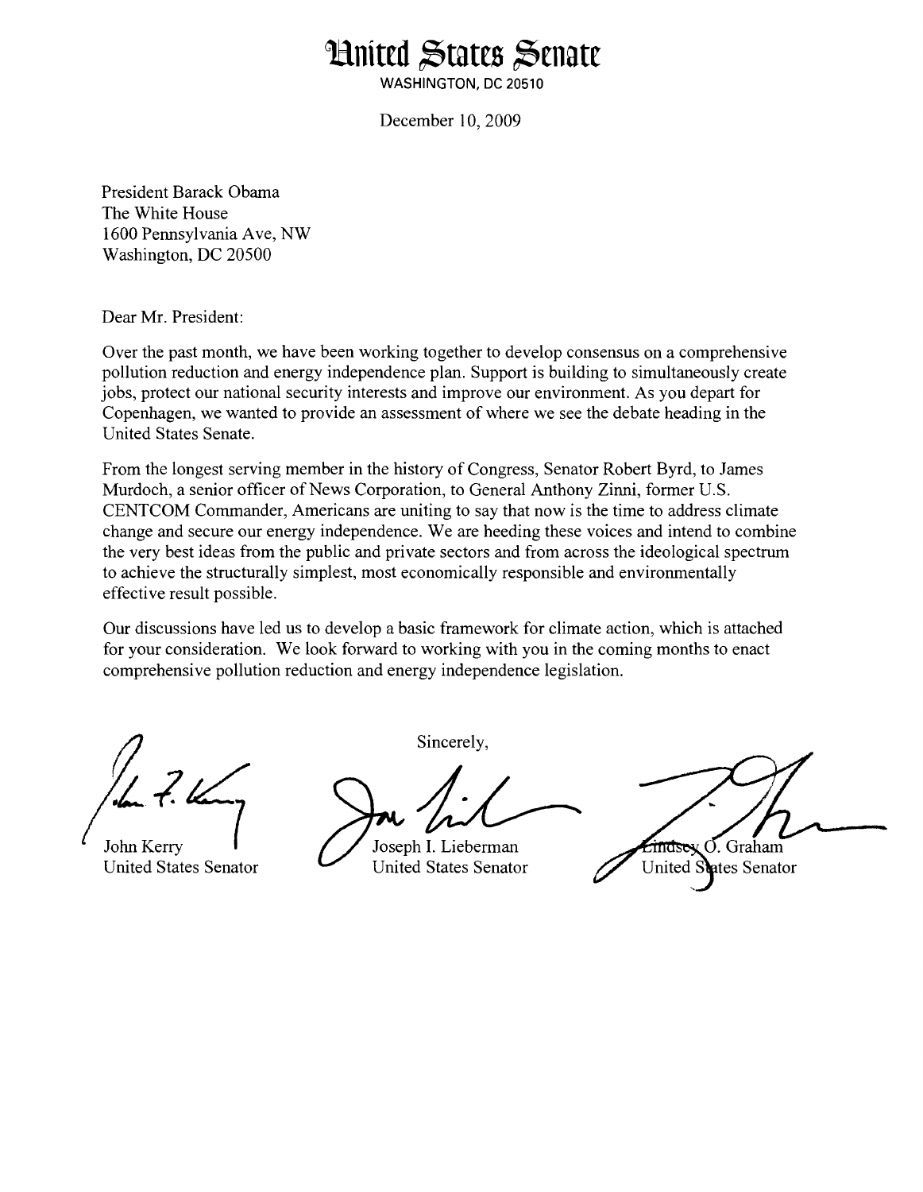# United States Senate

WASHINGTON, DC 20510

December 10, 2009

President Barack Obama
The White House
1600 Pennsylvania Ave, NW
Washington, DC 20500

Dear Mr. President:

Over the past month, we have been working together to develop consensus on a comprehensive pollution reduction and energy independence plan. Support is building to simultaneously create jobs, protect our national security interests and improve our environment. As you depart for Copenhagen, we wanted to provide an assessment of where we see the debate heading in the United States Senate.

From the longest serving member in the history of Congress, Senator Robert Byrd, to James Murdoch, a senior officer of News Corporation, to General Anthony Zinni, former U.S. CENTCOM Commander, Americans are uniting to say that now is the time to address climate change and secure our energy independence. We are heeding these voices and intend to combine the very best ideas from the public and private sectors and from across the ideological spectrum to achieve the structurally simplest, most economically responsible and environmentally effective result possible.

Our discussions have led us to develop a basic framework for climate action, which is attached for your consideration. We look forward to working with you in the coming months to enact comprehensive pollution reduction and energy independence legislation.

Sincerely,

John Kerry
United States Senator

Joseph I. Lieberman
United States Senator

Lindsey O. Graham
United States Senator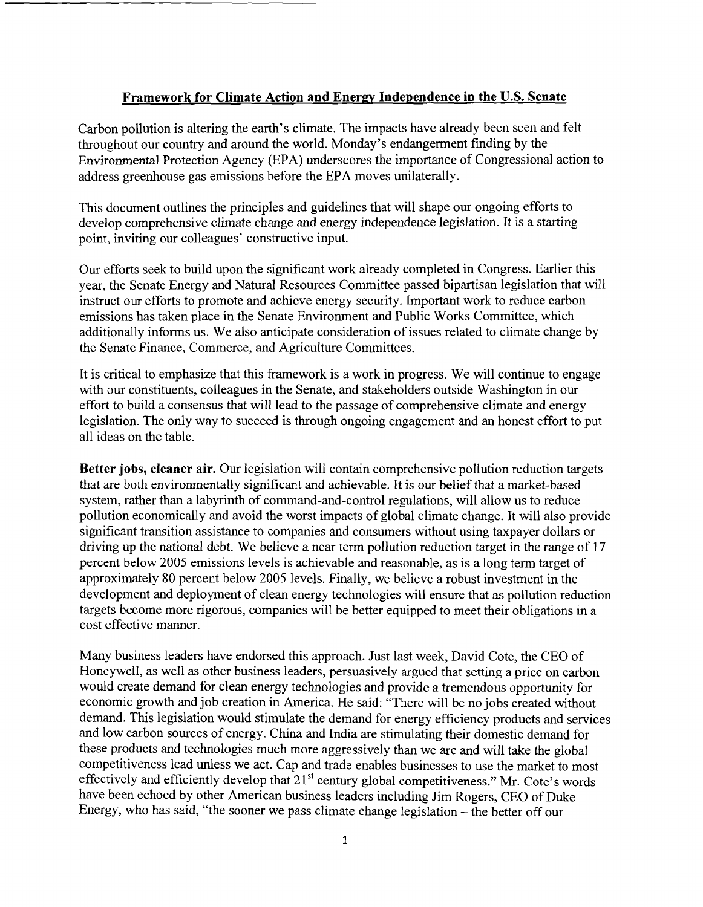## Framework for Climate Action and Energy Independence in the U.S. Senate

Carbon pollution is altering the earth's climate. The impacts have already been seen and felt throughout our country and around the world. Monday's endangerment finding by the Environmental Protection Agency (EPA) underscores the importance of Congressional action to address greenhouse gas emissions before the EPA moves unilaterally.

This document outlines the principles and guidelines that will shape our ongoing efforts to develop comprehensive climate change and energy independence legislation. It is a starting point, inviting our colleagues' constructive input.

Our efforts seek to build upon the significant work already completed in Congress. Earlier this year, the Senate Energy and Natural Resources Committee passed bipartisan legislation that will instruct our efforts to promote and achieve energy security. Important work to reduce carbon emissions has taken place in the Senate Environment and Public Works Committee, which additionally informs us. We also anticipate consideration of issues related to climate change by the Senate Finance, Commerce, and Agriculture Committees.

It is critical to emphasize that this framework is a work in progress. We will continue to engage with our constituents, colleagues in the Senate, and stakeholders outside Washington in our effort to build a consensus that will lead to the passage of comprehensive climate and energy legislation. The only way to succeed is through ongoing engagement and an honest effort to put all ideas on the table.

**Better jobs, cleaner air.** Our legislation will contain comprehensive pollution reduction targets that are both environmentally significant and achievable. It is our belief that a market-based system, rather than a labyrinth of command-and-control regulations, will allow us to reduce pollution economically and avoid the worst impacts of global climate change. It will also provide significant transition assistance to companies and consumers without using taxpayer dollars or driving up the national debt. We believe a near term pollution reduction target in the range of 17 percent below 2005 emissions levels is achievable and reasonable, as is a long term target of approximately 80 percent below 2005 levels. Finally, we believe a robust investment in the development and deployment of clean energy technologies will ensure that as pollution reduction targets become more rigorous, companies will be better equipped to meet their obligations in a cost effective manner.

Many business leaders have endorsed this approach. Just last week, David Cote, the CEO of Honeywell, as well as other business leaders, persuasively argued that setting a price on carbon would create demand for clean energy technologies and provide a tremendous opportunity for economic growth and job creation in America. He said: "There will be no jobs created without demand. This legislation would stimulate the demand for energy efficiency products and services and low carbon sources of energy. China and India are stimulating their domestic demand for these products and technologies much more aggressively than we are and will take the global competitiveness lead unless we act. Cap and trade enables businesses to use the market to most effectively and efficiently develop that 21st century global competitiveness." Mr. Cote's words have been echoed by other American business leaders including Jim Rogers, CEO of Duke Energy, who has said, "the sooner we pass climate change legislation – the better off our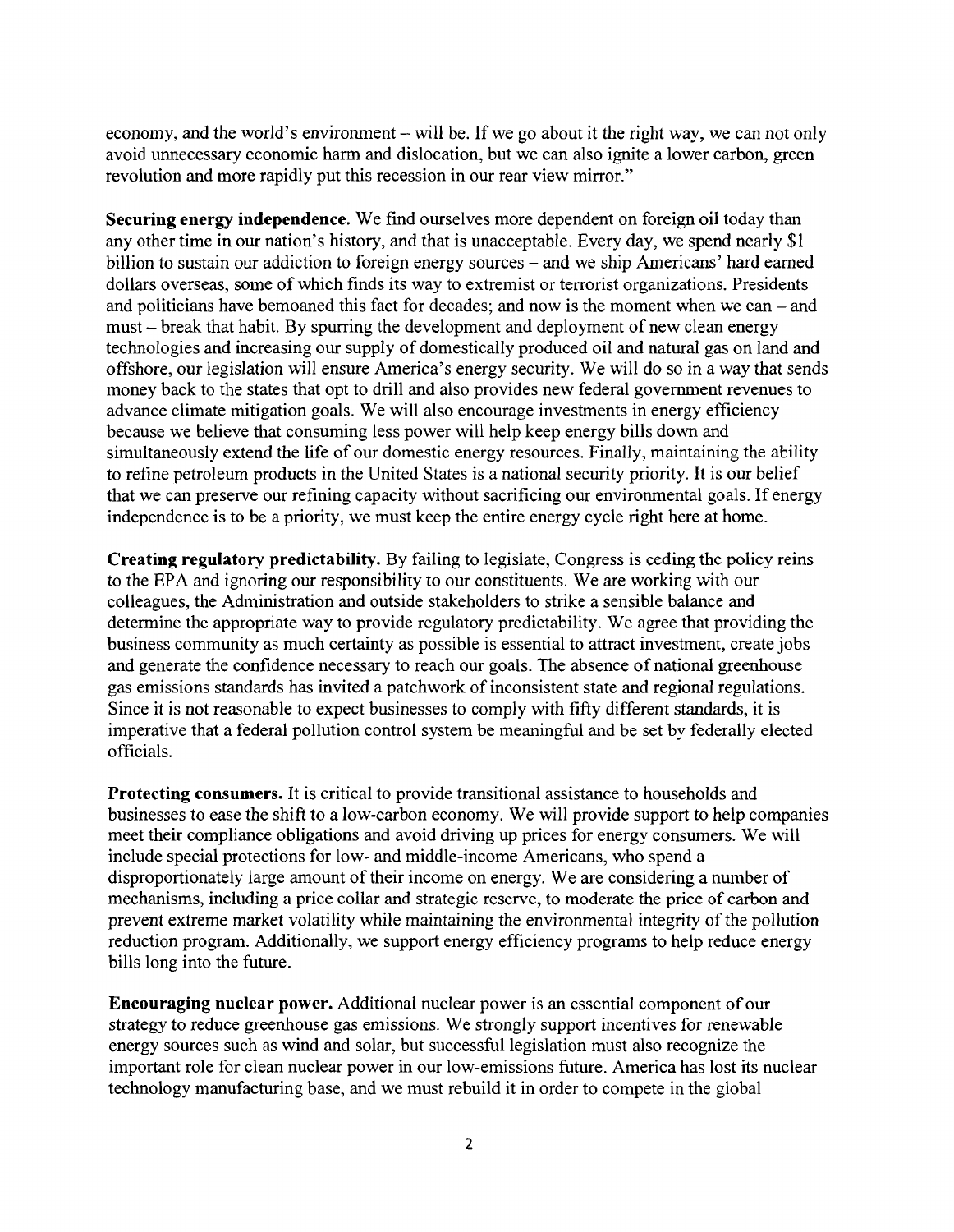economy, and the world's environment – will be. If we go about it the right way, we can not only avoid unnecessary economic harm and dislocation, but we can also ignite a lower carbon, green revolution and more rapidly put this recession in our rear view mirror."

**Securing energy independence.** We find ourselves more dependent on foreign oil today than any other time in our nation's history, and that is unacceptable. Every day, we spend nearly $1 billion to sustain our addiction to foreign energy sources – and we ship Americans' hard earned dollars overseas, some of which finds its way to extremist or terrorist organizations. Presidents and politicians have bemoaned this fact for decades; and now is the moment when we can – and must – break that habit. By spurring the development and deployment of new clean energy technologies and increasing our supply of domestically produced oil and natural gas on land and offshore, our legislation will ensure America's energy security. We will do so in a way that sends money back to the states that opt to drill and also provides new federal government revenues to advance climate mitigation goals. We will also encourage investments in energy efficiency because we believe that consuming less power will help keep energy bills down and simultaneously extend the life of our domestic energy resources. Finally, maintaining the ability to refine petroleum products in the United States is a national security priority. It is our belief that we can preserve our refining capacity without sacrificing our environmental goals. If energy independence is to be a priority, we must keep the entire energy cycle right here at home.

**Creating regulatory predictability.** By failing to legislate, Congress is ceding the policy reins to the EPA and ignoring our responsibility to our constituents. We are working with our colleagues, the Administration and outside stakeholders to strike a sensible balance and determine the appropriate way to provide regulatory predictability. We agree that providing the business community as much certainty as possible is essential to attract investment, create jobs and generate the confidence necessary to reach our goals. The absence of national greenhouse gas emissions standards has invited a patchwork of inconsistent state and regional regulations. Since it is not reasonable to expect businesses to comply with fifty different standards, it is imperative that a federal pollution control system be meaningful and be set by federally elected officials.

**Protecting consumers.** It is critical to provide transitional assistance to households and businesses to ease the shift to a low-carbon economy. We will provide support to help companies meet their compliance obligations and avoid driving up prices for energy consumers. We will include special protections for low- and middle-income Americans, who spend a disproportionately large amount of their income on energy. We are considering a number of mechanisms, including a price collar and strategic reserve, to moderate the price of carbon and prevent extreme market volatility while maintaining the environmental integrity of the pollution reduction program. Additionally, we support energy efficiency programs to help reduce energy bills long into the future.

**Encouraging nuclear power.** Additional nuclear power is an essential component of our strategy to reduce greenhouse gas emissions. We strongly support incentives for renewable energy sources such as wind and solar, but successful legislation must also recognize the important role for clean nuclear power in our low-emissions future. America has lost its nuclear technology manufacturing base, and we must rebuild it in order to compete in the global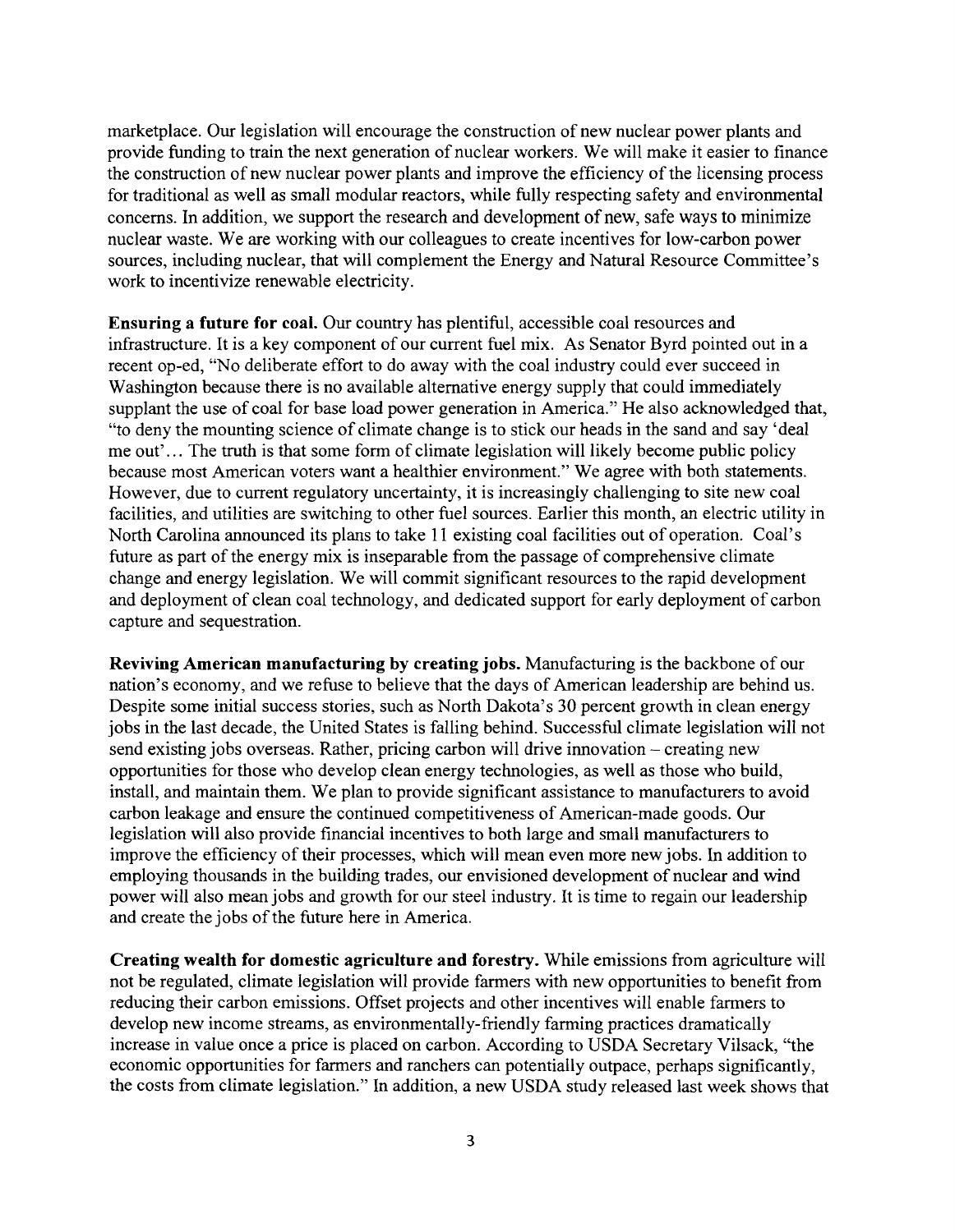marketplace. Our legislation will encourage the construction of new nuclear power plants and provide funding to train the next generation of nuclear workers. We will make it easier to finance the construction of new nuclear power plants and improve the efficiency of the licensing process for traditional as well as small modular reactors, while fully respecting safety and environmental concerns. In addition, we support the research and development of new, safe ways to minimize nuclear waste. We are working with our colleagues to create incentives for low-carbon power sources, including nuclear, that will complement the Energy and Natural Resource Committee's work to incentivize renewable electricity.

**Ensuring a future for coal.** Our country has plentiful, accessible coal resources and infrastructure. It is a key component of our current fuel mix. As Senator Byrd pointed out in a recent op-ed, "No deliberate effort to do away with the coal industry could ever succeed in Washington because there is no available alternative energy supply that could immediately supplant the use of coal for base load power generation in America." He also acknowledged that, "to deny the mounting science of climate change is to stick our heads in the sand and say 'deal me out'… The truth is that some form of climate legislation will likely become public policy because most American voters want a healthier environment." We agree with both statements. However, due to current regulatory uncertainty, it is increasingly challenging to site new coal facilities, and utilities are switching to other fuel sources. Earlier this month, an electric utility in North Carolina announced its plans to take 11 existing coal facilities out of operation. Coal's future as part of the energy mix is inseparable from the passage of comprehensive climate change and energy legislation. We will commit significant resources to the rapid development and deployment of clean coal technology, and dedicated support for early deployment of carbon capture and sequestration.

**Reviving American manufacturing by creating jobs.** Manufacturing is the backbone of our nation's economy, and we refuse to believe that the days of American leadership are behind us. Despite some initial success stories, such as North Dakota's 30 percent growth in clean energy jobs in the last decade, the United States is falling behind. Successful climate legislation will not send existing jobs overseas. Rather, pricing carbon will drive innovation – creating new opportunities for those who develop clean energy technologies, as well as those who build, install, and maintain them. We plan to provide significant assistance to manufacturers to avoid carbon leakage and ensure the continued competitiveness of American-made goods. Our legislation will also provide financial incentives to both large and small manufacturers to improve the efficiency of their processes, which will mean even more new jobs. In addition to employing thousands in the building trades, our envisioned development of nuclear and wind power will also mean jobs and growth for our steel industry. It is time to regain our leadership and create the jobs of the future here in America.

**Creating wealth for domestic agriculture and forestry.** While emissions from agriculture will not be regulated, climate legislation will provide farmers with new opportunities to benefit from reducing their carbon emissions. Offset projects and other incentives will enable farmers to develop new income streams, as environmentally-friendly farming practices dramatically increase in value once a price is placed on carbon. According to USDA Secretary Vilsack, "the economic opportunities for farmers and ranchers can potentially outpace, perhaps significantly, the costs from climate legislation." In addition, a new USDA study released last week shows that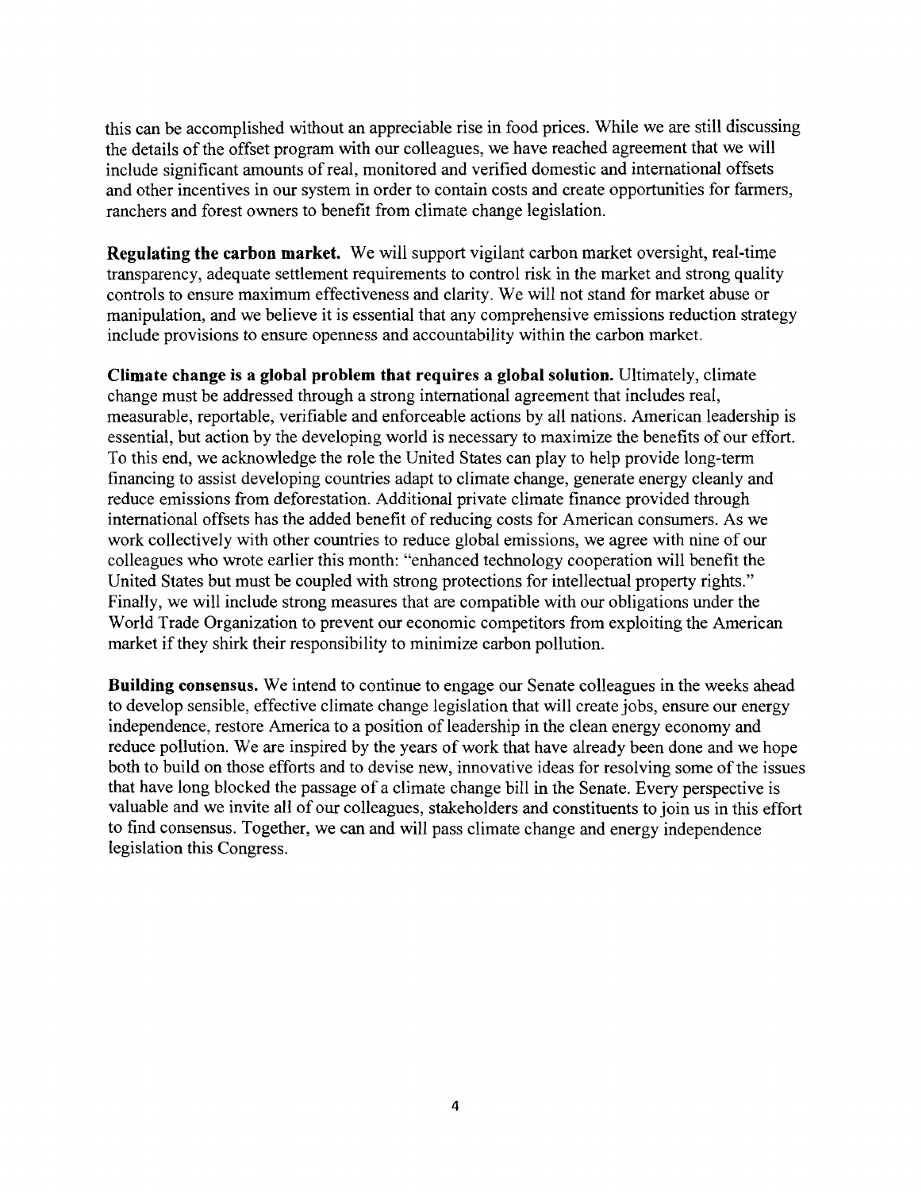this can be accomplished without an appreciable rise in food prices. While we are still discussing the details of the offset program with our colleagues, we have reached agreement that we will include significant amounts of real, monitored and verified domestic and international offsets and other incentives in our system in order to contain costs and create opportunities for farmers, ranchers and forest owners to benefit from climate change legislation.

**Regulating the carbon market.** We will support vigilant carbon market oversight, real-time transparency, adequate settlement requirements to control risk in the market and strong quality controls to ensure maximum effectiveness and clarity. We will not stand for market abuse or manipulation, and we believe it is essential that any comprehensive emissions reduction strategy include provisions to ensure openness and accountability within the carbon market.

**Climate change is a global problem that requires a global solution.** Ultimately, climate change must be addressed through a strong international agreement that includes real, measurable, reportable, verifiable and enforceable actions by all nations. American leadership is essential, but action by the developing world is necessary to maximize the benefits of our effort. To this end, we acknowledge the role the United States can play to help provide long-term financing to assist developing countries adapt to climate change, generate energy cleanly and reduce emissions from deforestation. Additional private climate finance provided through international offsets has the added benefit of reducing costs for American consumers. As we work collectively with other countries to reduce global emissions, we agree with nine of our colleagues who wrote earlier this month: "enhanced technology cooperation will benefit the United States but must be coupled with strong protections for intellectual property rights." Finally, we will include strong measures that are compatible with our obligations under the World Trade Organization to prevent our economic competitors from exploiting the American market if they shirk their responsibility to minimize carbon pollution.

**Building consensus.** We intend to continue to engage our Senate colleagues in the weeks ahead to develop sensible, effective climate change legislation that will create jobs, ensure our energy independence, restore America to a position of leadership in the clean energy economy and reduce pollution. We are inspired by the years of work that have already been done and we hope both to build on those efforts and to devise new, innovative ideas for resolving some of the issues that have long blocked the passage of a climate change bill in the Senate. Every perspective is valuable and we invite all of our colleagues, stakeholders and constituents to join us in this effort to find consensus. Together, we can and will pass climate change and energy independence legislation this Congress.